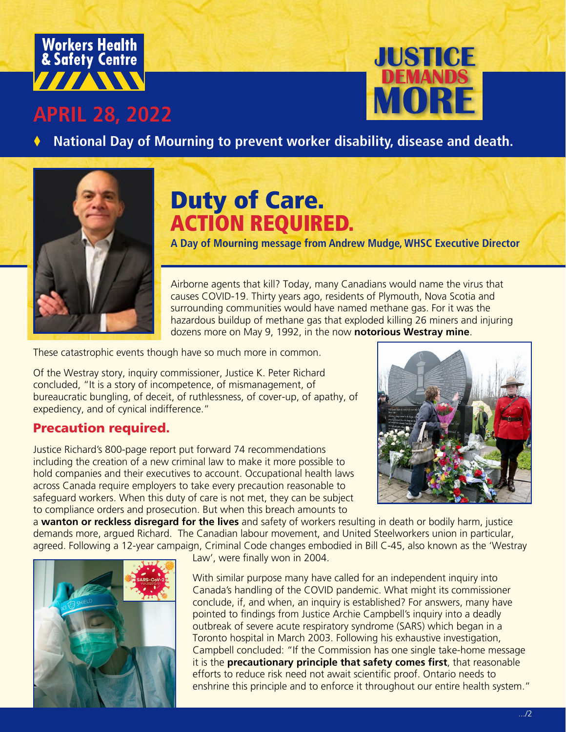Workers Health & Safety Centre

JUSTICE DEMANDS MORE

## APRIL 28, 2022

♦ **National Day of Mourning to prevent worker disability, disease and death.**

# Duty of Care. ACTION REQUIRED.

**A Day of Mourning message from Andrew Mudge, WHSC Executive Director**

Airborne agents that kill? Today, many Canadians would name the virus that causes COVID-19. Thirty years ago, residents of Plymouth, Nova Scotia and surrounding communities would have named methane gas. For it was the hazardous buildup of methane gas that exploded killing 26 miners and injuring dozens more on May 9, 1992, in the now **notorious Westray mine**.

These catastrophic events though have so much more in common.

Of the Westray story, inquiry commissioner, Justice K. Peter Richard concluded, "It is a story of incompetence, of mismanagement, of bureaucratic bungling, of deceit, of ruthlessness, of cover-up, of apathy, of expediency, and of cynical indifference."

## Precaution required.

Justice Richard's 800-page report put forward 74 recommendations including the creation of a new criminal law to make it more possible to hold companies and their executives to account. Occupational health laws across Canada require employers to take every precaution reasonable to safeguard workers. When this duty of care is not met, they can be subject to compliance orders and prosecution. But when this breach amounts to a **wanton or reckless disregard for the lives** and safety of workers resulting in death or bodily harm, justice demands more, argued Richard. The Canadian labour movement, and United Steelworkers union in particular, agreed. Following a 12-year campaign, Criminal Code changes embodied in Bill C-45, also known as the 'Westray Law', were finally won in 2004.

With similar purpose many have called for an independent inquiry into Canada's handling of the COVID pandemic. What might its commissioner conclude, if, and when, an inquiry is established? For answers, many have pointed to findings from Justice Archie Campbell's inquiry into a deadly outbreak of severe acute respiratory syndrome (SARS) which began in a Toronto hospital in March 2003. Following his exhaustive investigation, Campbell concluded: "If the Commission has one single take-home message it is the **precautionary principle that safety comes first**, that reasonable efforts to reduce risk need not await scientific proof. Ontario needs to enshrine this principle and to enforce it throughout our entire health system."

.../2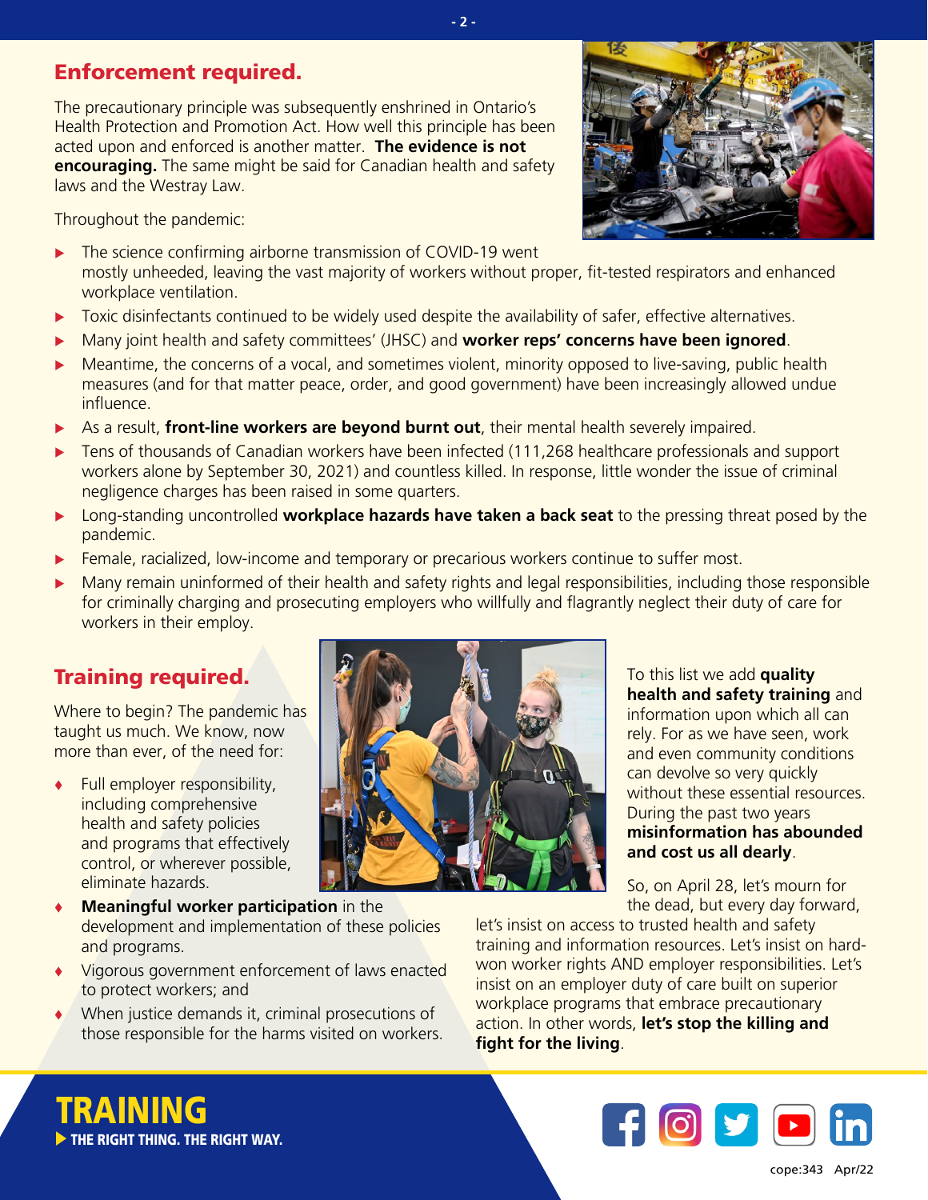## Enforcement required.

The precautionary principle was subsequently enshrined in Ontario's Health Protection and Promotion Act. How well this principle has been acted upon and enforced is another matter. **The evidence is not encouraging.** The same might be said for Canadian health and safety laws and the Westray Law.

Throughout the pandemic:

- The science confirming airborne transmission of COVID-19 went mostly unheeded, leaving the vast majority of workers without proper, fit-tested respirators and enhanced workplace ventilation.
- Toxic disinfectants continued to be widely used despite the availability of safer, effective alternatives.
- Many joint health and safety committees' (JHSC) and **worker reps' concerns have been ignored**.
- Meantime, the concerns of a vocal, and sometimes violent, minority opposed to live-saving, public health measures (and for that matter peace, order, and good government) have been increasingly allowed undue influence.
- As a result, **front-line workers are beyond burnt out**, their mental health severely impaired.
- Tens of thousands of Canadian workers have been infected (111,268 healthcare professionals and support workers alone by September 30, 2021) and countless killed. In response, little wonder the issue of criminal negligence charges has been raised in some quarters.
- Long-standing uncontrolled **workplace hazards have taken a back seat** to the pressing threat posed by the pandemic.
- Female, racialized, low-income and temporary or precarious workers continue to suffer most.
- Many remain uninformed of their health and safety rights and legal responsibilities, including those responsible for criminally charging and prosecuting employers who willfully and flagrantly neglect their duty of care for workers in their employ.

## Training required.

Where to begin? The pandemic has taught us much. We know, now more than ever, of the need for:

- Full employer responsibility, including comprehensive health and safety policies and programs that effectively control, or wherever possible, eliminate hazards.
- **Meaningful worker participation** in the development and implementation of these policies and programs.
- Vigorous government enforcement of laws enacted to protect workers; and
- When justice demands it, criminal prosecutions of those responsible for the harms visited on workers.

To this list we add **quality health and safety training** and information upon which all can rely. For as we have seen, work and even community conditions can devolve so very quickly without these essential resources. During the past two years **misinformation has abounded and cost us all dearly**.

So, on April 28, let's mourn for the dead, but every day forward, let's insist on access to trusted health and safety training and information resources. Let's insist on hard-won worker rights AND employer responsibilities. Let's insist on an employer duty of care built on superior workplace programs that embrace precautionary action. In other words, **let's stop the killing and fight for the living**.

**TRAINING**
THE RIGHT THING. THE RIGHT WAY.

cope:343 Apr/22